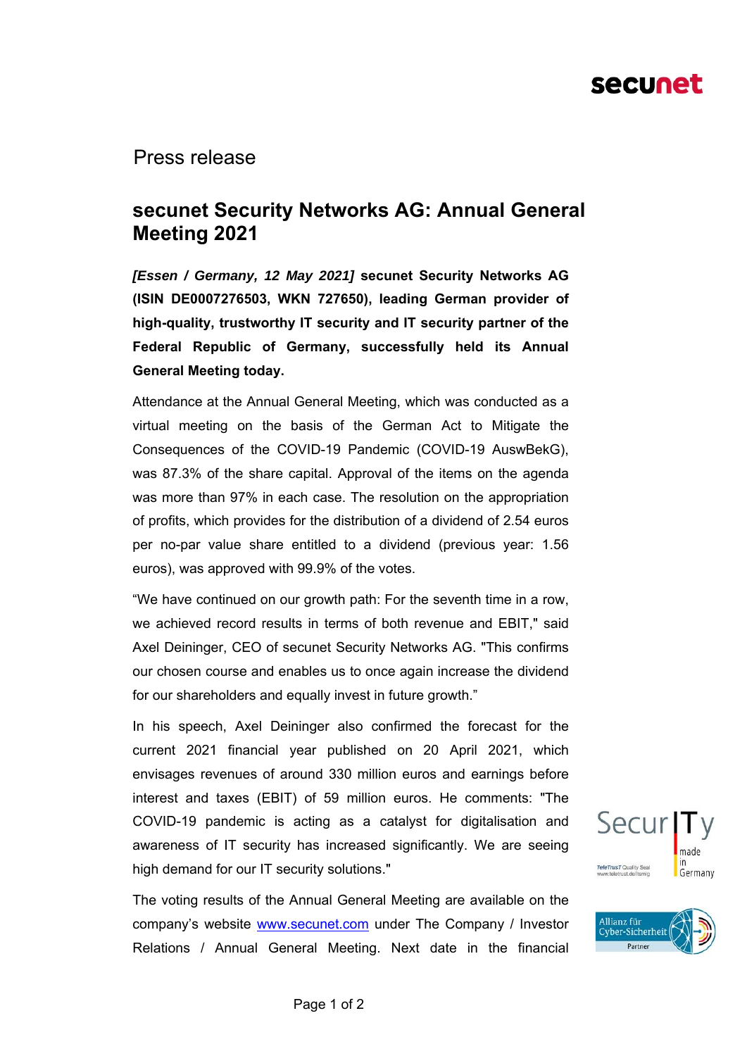Press release

# secunet Security Networks AG: Annual General Meeting 2021

***[Essen / Germany, 12 May 2021]*** **secunet Security Networks AG (ISIN DE0007276503, WKN 727650), leading German provider of high-quality, trustworthy IT security and IT security partner of the Federal Republic of Germany, successfully held its Annual General Meeting today.**

Attendance at the Annual General Meeting, which was conducted as a virtual meeting on the basis of the German Act to Mitigate the Consequences of the COVID-19 Pandemic (COVID-19 AuswBekG), was 87.3% of the share capital. Approval of the items on the agenda was more than 97% in each case. The resolution on the appropriation of profits, which provides for the distribution of a dividend of 2.54 euros per no-par value share entitled to a dividend (previous year: 1.56 euros), was approved with 99.9% of the votes.

“We have continued on our growth path: For the seventh time in a row, we achieved record results in terms of both revenue and EBIT," said Axel Deininger, CEO of secunet Security Networks AG. "This confirms our chosen course and enables us to once again increase the dividend for our shareholders and equally invest in future growth.”

In his speech, Axel Deininger also confirmed the forecast for the current 2021 financial year published on 20 April 2021, which envisages revenues of around 330 million euros and earnings before interest and taxes (EBIT) of 59 million euros. He comments: "The COVID-19 pandemic is acting as a catalyst for digitalisation and awareness of IT security has increased significantly. We are seeing high demand for our IT security solutions."

The voting results of the Annual General Meeting are available on the company’s website www.secunet.com under The Company / Investor Relations / Annual General Meeting. Next date in the financial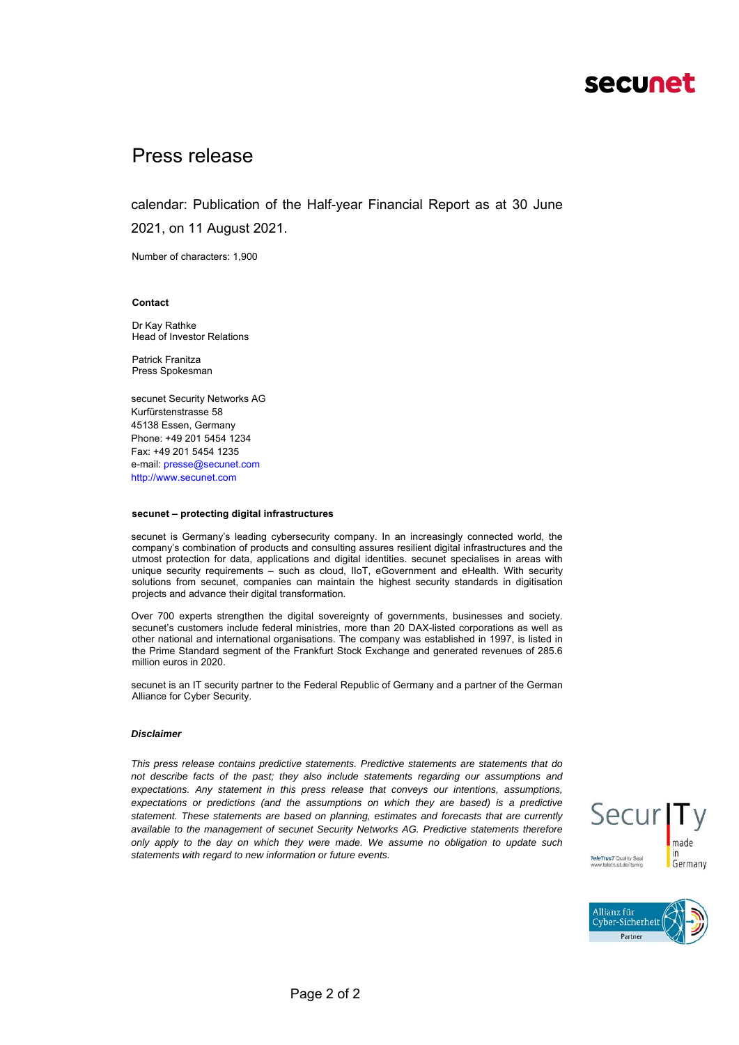# Press release

calendar: Publication of the Half-year Financial Report as at 30 June 2021, on 11 August 2021.

Number of characters: 1,900

**Contact**

Dr Kay Rathke
Head of Investor Relations

Patrick Franitza
Press Spokesman

secunet Security Networks AG
Kurfürstenstrasse 58
45138 Essen, Germany
Phone: +49 201 5454 1234
Fax: +49 201 5454 1235
e-mail: presse@secunet.com
http://www.secunet.com

**secunet – protecting digital infrastructures**

secunet is Germany's leading cybersecurity company. In an increasingly connected world, the company's combination of products and consulting assures resilient digital infrastructures and the utmost protection for data, applications and digital identities. secunet specialises in areas with unique security requirements – such as cloud, IIoT, eGovernment and eHealth. With security solutions from secunet, companies can maintain the highest security standards in digitisation projects and advance their digital transformation.

Over 700 experts strengthen the digital sovereignty of governments, businesses and society. secunet's customers include federal ministries, more than 20 DAX-listed corporations as well as other national and international organisations. The company was established in 1997, is listed in the Prime Standard segment of the Frankfurt Stock Exchange and generated revenues of 285.6 million euros in 2020.

secunet is an IT security partner to the Federal Republic of Germany and a partner of the German Alliance for Cyber Security.

***Disclaimer***

*This press release contains predictive statements. Predictive statements are statements that do not describe facts of the past; they also include statements regarding our assumptions and expectations. Any statement in this press release that conveys our intentions, assumptions, expectations or predictions (and the assumptions on which they are based) is a predictive statement. These statements are based on planning, estimates and forecasts that are currently available to the management of secunet Security Networks AG. Predictive statements therefore only apply to the day on which they were made. We assume no obligation to update such statements with regard to new information or future events.*